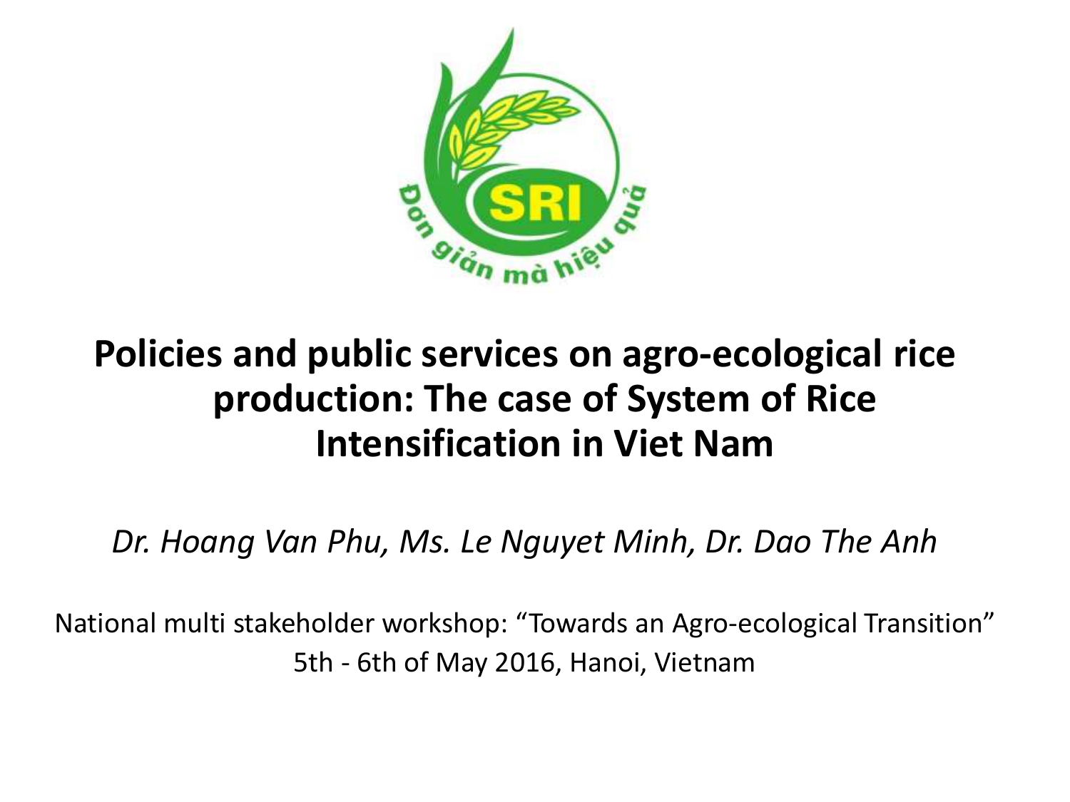# Policies and public services on agro-ecological rice production: The case of System of Rice Intensification in Viet Nam

*Dr. Hoang Van Phu, Ms. Le Nguyet Minh, Dr. Dao The Anh*

National multi stakeholder workshop: "Towards an Agro-ecological Transition"
5th - 6th of May 2016, Hanoi, Vietnam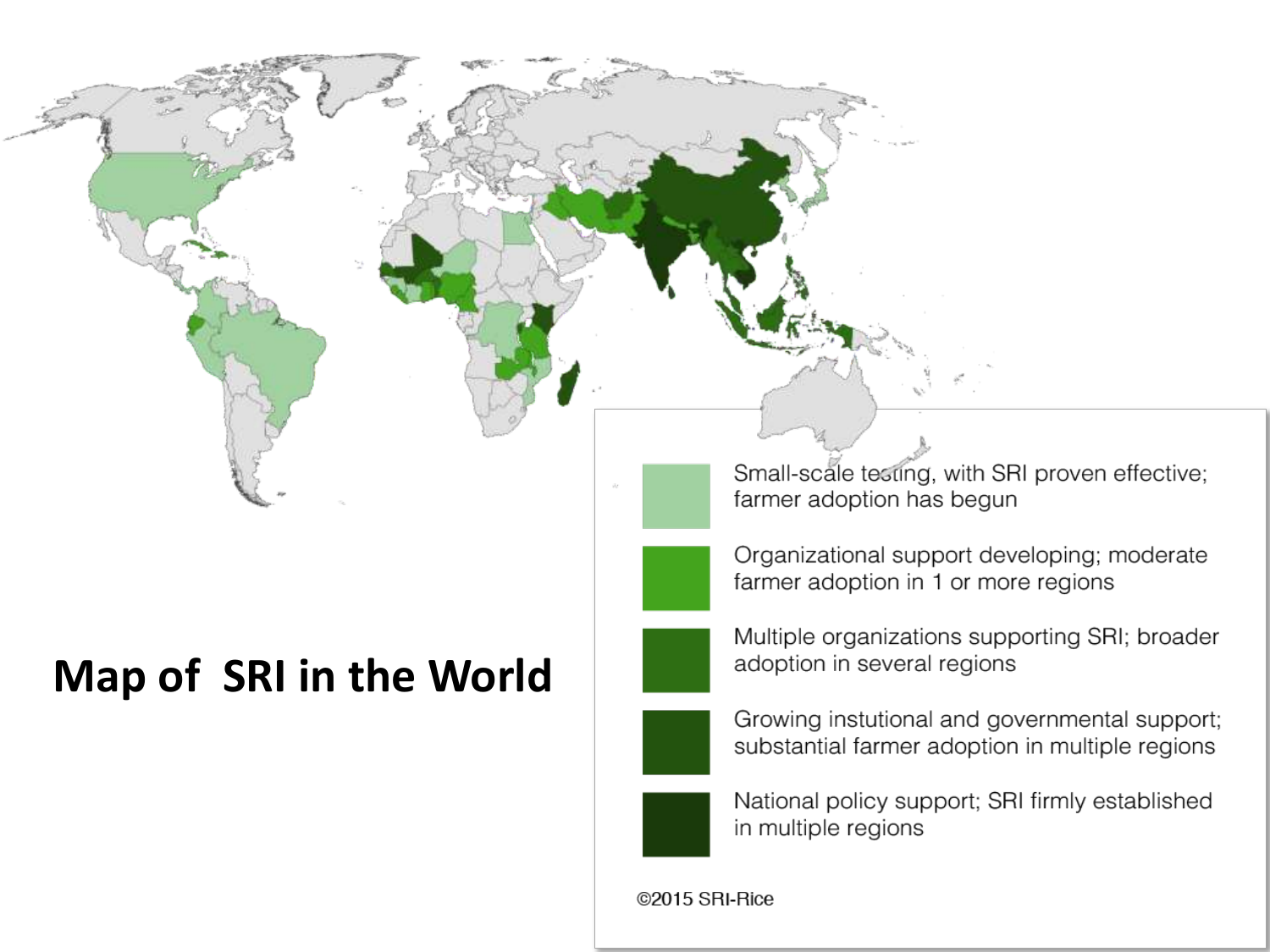# Map of SRI in the World

- Small-scale testing, with SRI proven effective; farmer adoption has begun
- Organizational support developing; moderate farmer adoption in 1 or more regions
- Multiple organizations supporting SRI; broader adoption in several regions
- Growing instutional and governmental support; substantial farmer adoption in multiple regions
- National policy support; SRI firmly established in multiple regions

©2015 SRI-Rice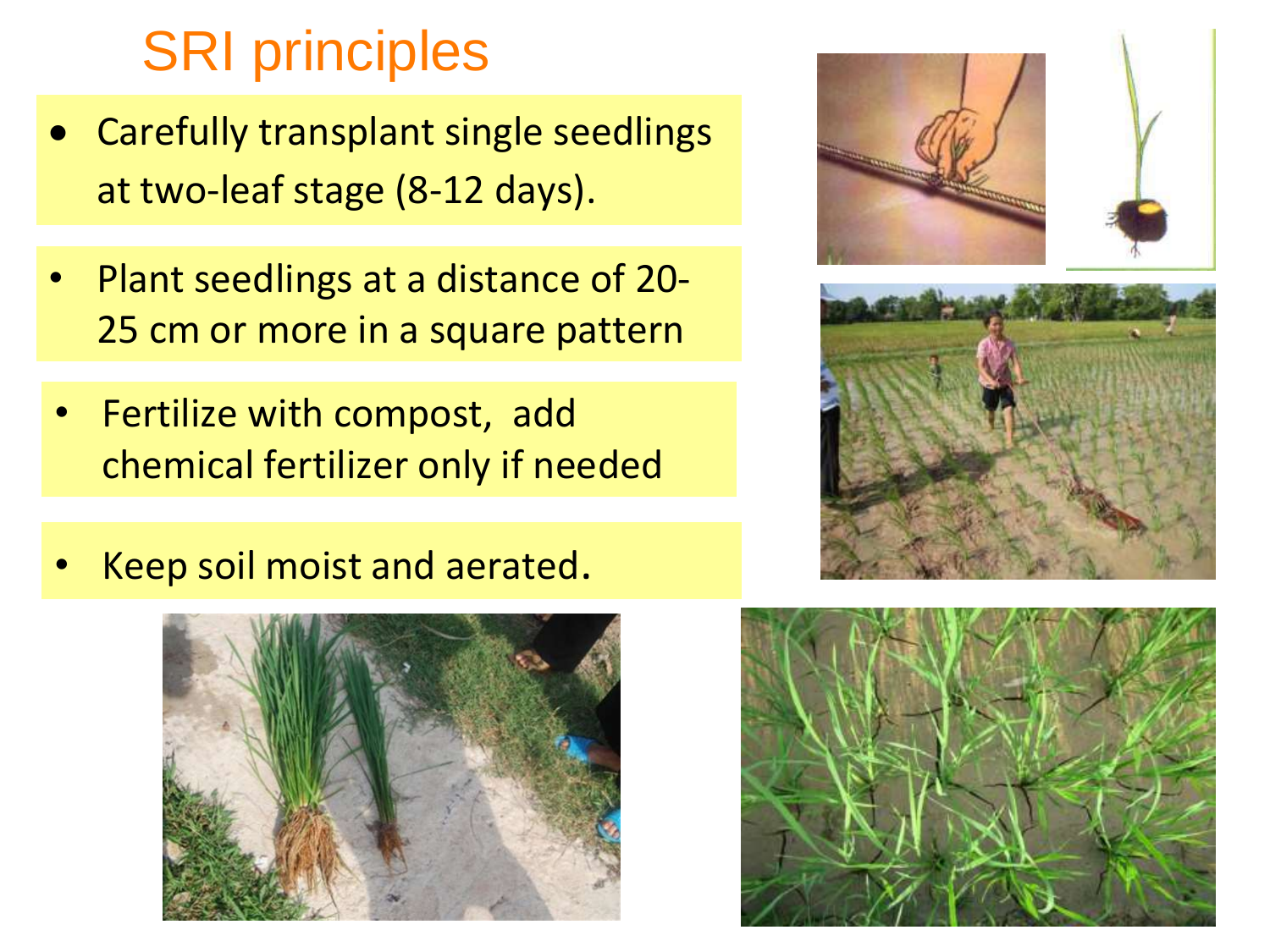# SRI principles

- Carefully transplant single seedlings at two-leaf stage (8-12 days).
- Plant seedlings at a distance of 20-25 cm or more in a square pattern
- Fertilize with compost, add chemical fertilizer only if needed
- Keep soil moist and aerated.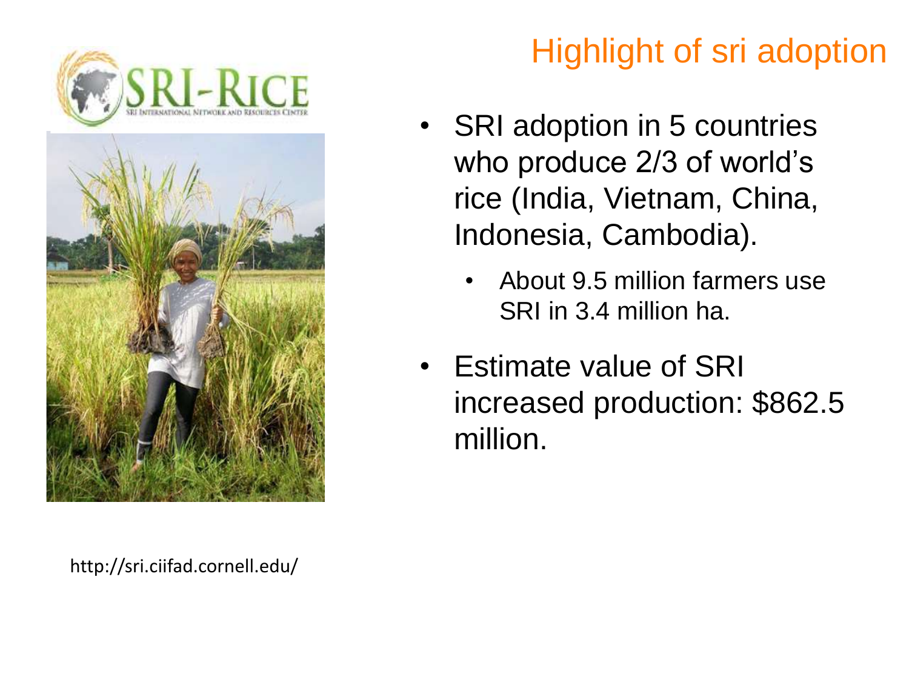# Highlight of sri adoption

- SRI adoption in 5 countries who produce 2/3 of world's rice (India, Vietnam, China, Indonesia, Cambodia).
  - About 9.5 million farmers use SRI in 3.4 million ha.
- Estimate value of SRI increased production: $862.5 million.

http://sri.ciifad.cornell.edu/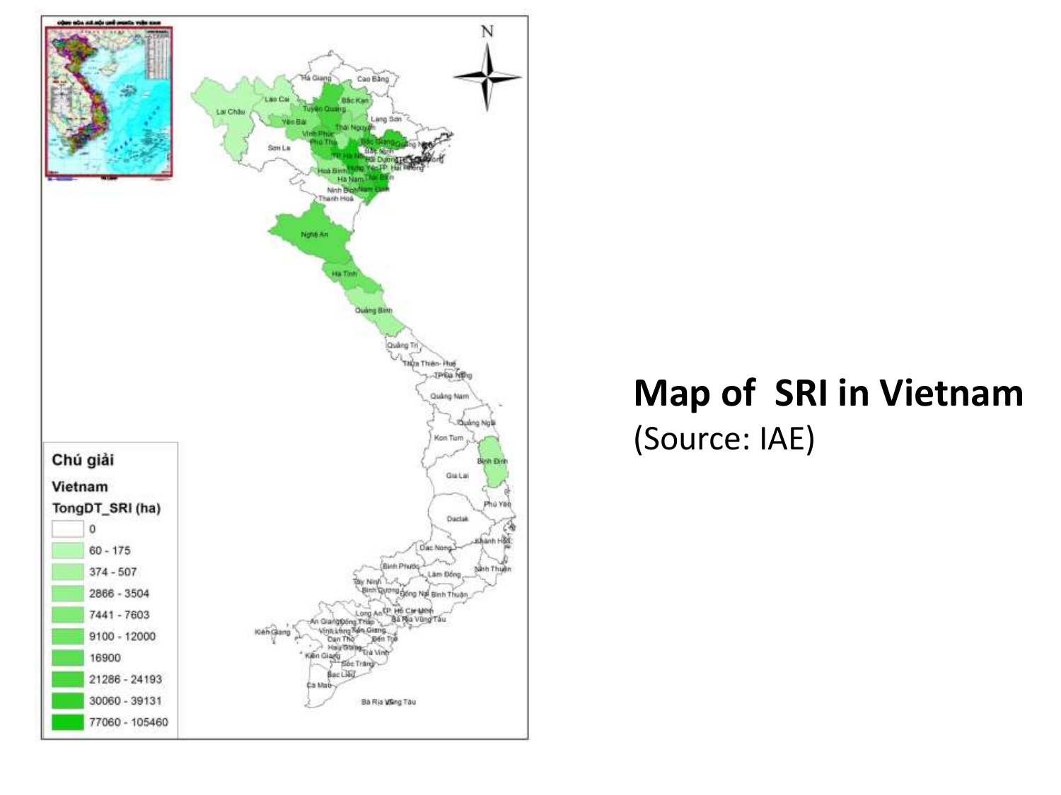**Map of SRI in Vietnam**
(Source: IAE)

Chú giải
Vietnam
TongDT_SRI (ha)

- 0
- 60 - 175
- 374 - 507
- 2866 - 3504
- 7441 - 7603
- 9100 - 12000
- 16900
- 21286 - 24193
- 30060 - 39131
- 77060 - 105460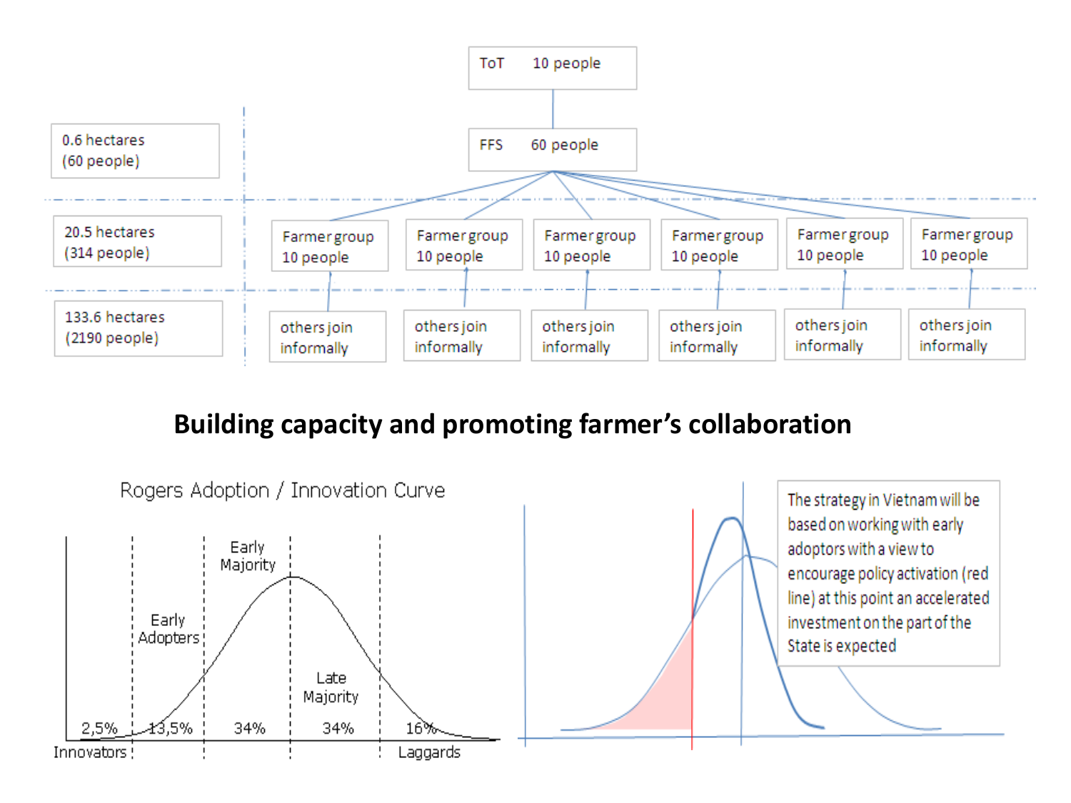| | | | | | | |
|---|---|---|---|---|---|---|
| | ToT 10 people | | | | | |
| 0.6 hectares (60 people) | FFS 60 people | | | | | |
| 20.5 hectares (314 people) | Farmer group 10 people | Farmer group 10 people | Farmer group 10 people | Farmer group 10 people | Farmer group 10 people | Farmer group 10 people |
| 133.6 hectares (2190 people) | others join informally | others join informally | others join informally | others join informally | others join informally | others join informally |

## Building capacity and promoting farmer's collaboration

Rogers Adoption / Innovation Curve

Innovators 2,5% | Early Adopters 13,5% | Early Majority 34% | Late Majority 34% | Laggards 16%

The strategy in Vietnam will be based on working with early adoptors with a view to encourage policy activation (red line) at this point an accelerated investment on the part of the State is expected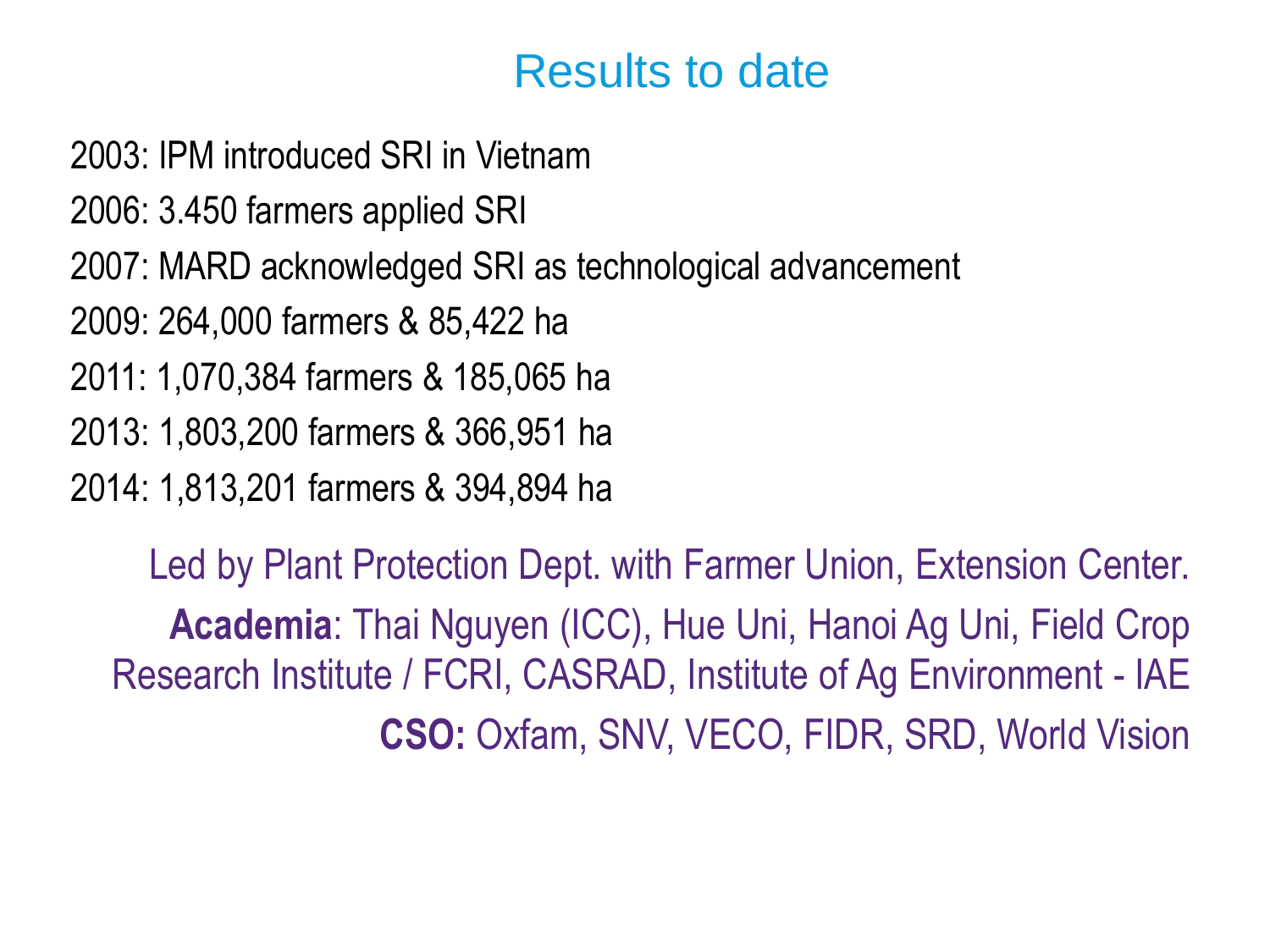# Results to date

2003: IPM introduced SRI in Vietnam

2006: 3.450 farmers applied SRI

2007: MARD acknowledged SRI as technological advancement

2009: 264,000 farmers & 85,422 ha

2011: 1,070,384 farmers & 185,065 ha

2013: 1,803,200 farmers & 366,951 ha

2014: 1,813,201 farmers & 394,894 ha

Led by Plant Protection Dept. with Farmer Union, Extension Center.

**Academia**: Thai Nguyen (ICC), Hue Uni, Hanoi Ag Uni, Field Crop Research Institute / FCRI, CASRAD, Institute of Ag Environment - IAE

**CSO:** Oxfam, SNV, VECO, FIDR, SRD, World Vision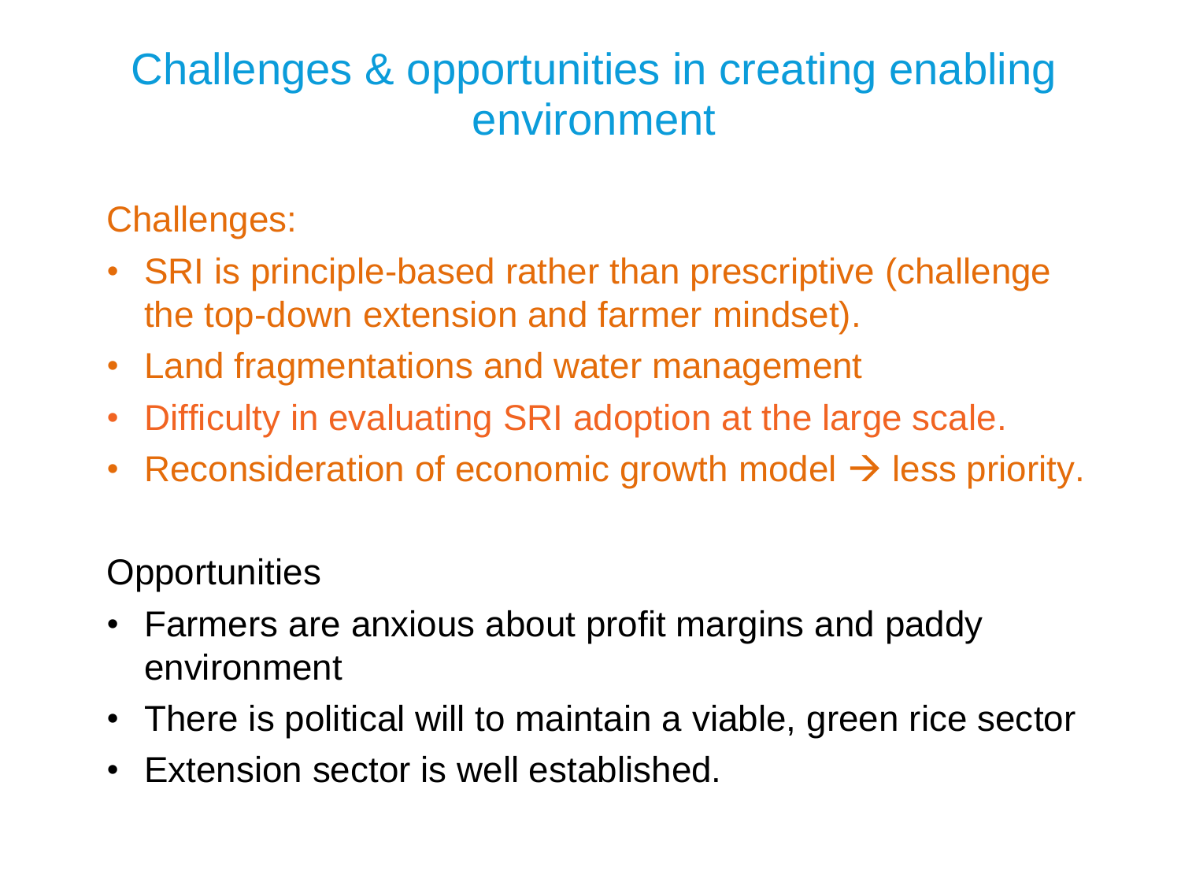# Challenges & opportunities in creating enabling environment

Challenges:

- SRI is principle-based rather than prescriptive (challenge the top-down extension and farmer mindset).
- Land fragmentations and water management
- Difficulty in evaluating SRI adoption at the large scale.
- Reconsideration of economic growth model → less priority.

Opportunities

- Farmers are anxious about profit margins and paddy environment
- There is political will to maintain a viable, green rice sector
- Extension sector is well established.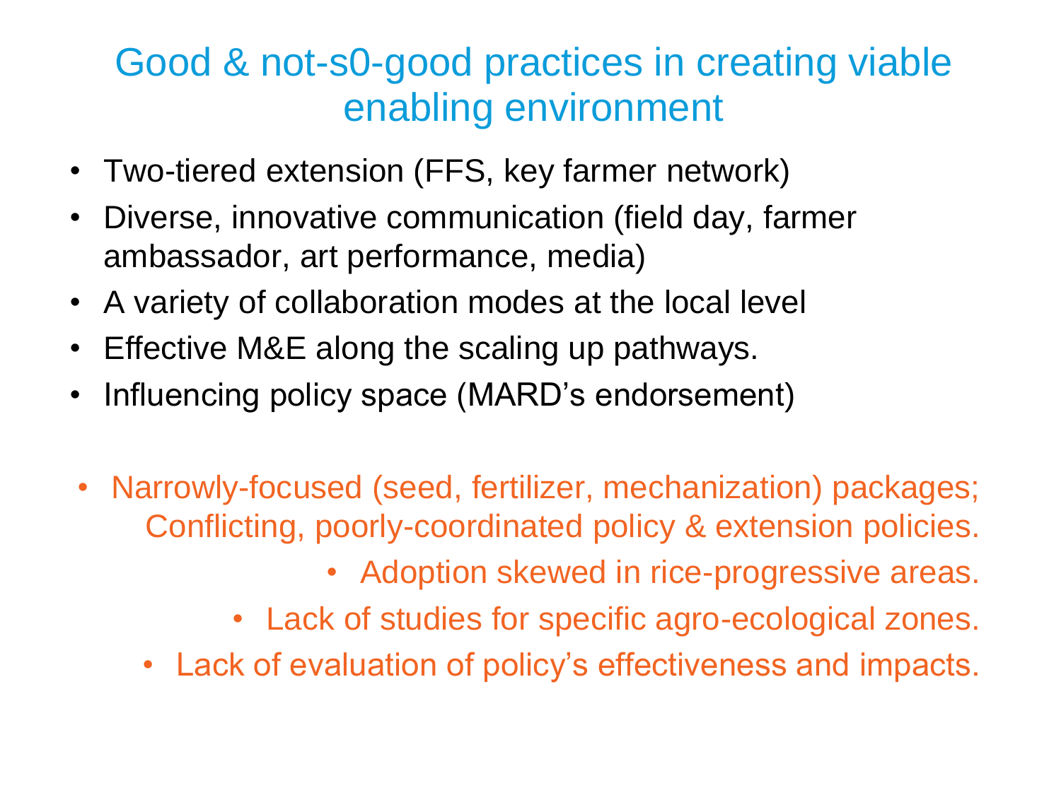# Good & not-s0-good practices in creating viable enabling environment

- Two-tiered extension (FFS, key farmer network)
- Diverse, innovative communication (field day, farmer ambassador, art performance, media)
- A variety of collaboration modes at the local level
- Effective M&E along the scaling up pathways.
- Influencing policy space (MARD's endorsement)

- Narrowly-focused (seed, fertilizer, mechanization) packages; Conflicting, poorly-coordinated policy & extension policies.
- Adoption skewed in rice-progressive areas.
- Lack of studies for specific agro-ecological zones.
- Lack of evaluation of policy's effectiveness and impacts.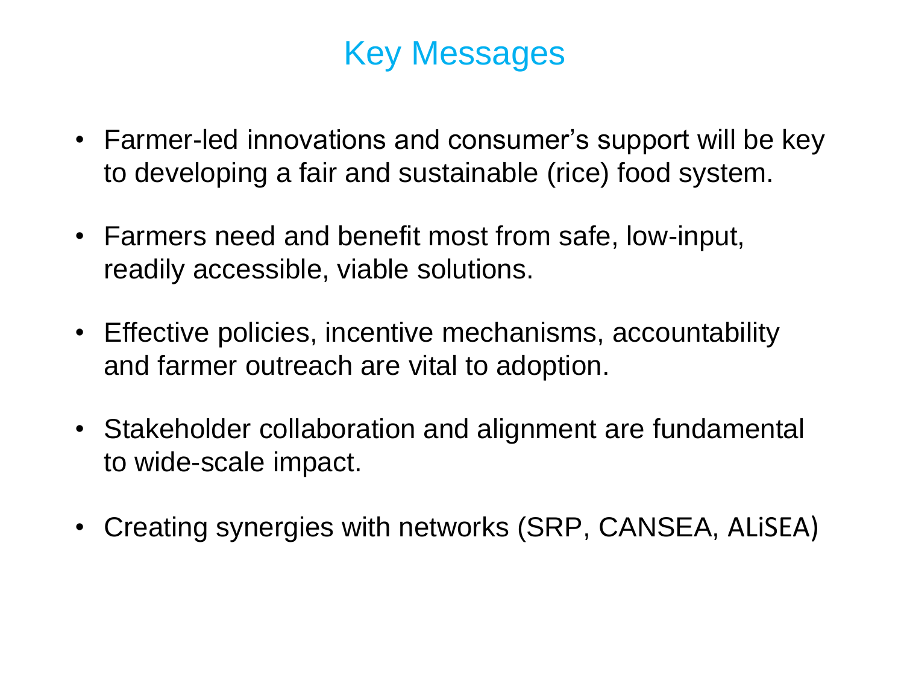# Key Messages

- Farmer-led innovations and consumer’s support will be key to developing a fair and sustainable (rice) food system.
- Farmers need and benefit most from safe, low-input, readily accessible, viable solutions.
- Effective policies, incentive mechanisms, accountability and farmer outreach are vital to adoption.
- Stakeholder collaboration and alignment are fundamental to wide-scale impact.
- Creating synergies with networks (SRP, CANSEA, ALiSEA)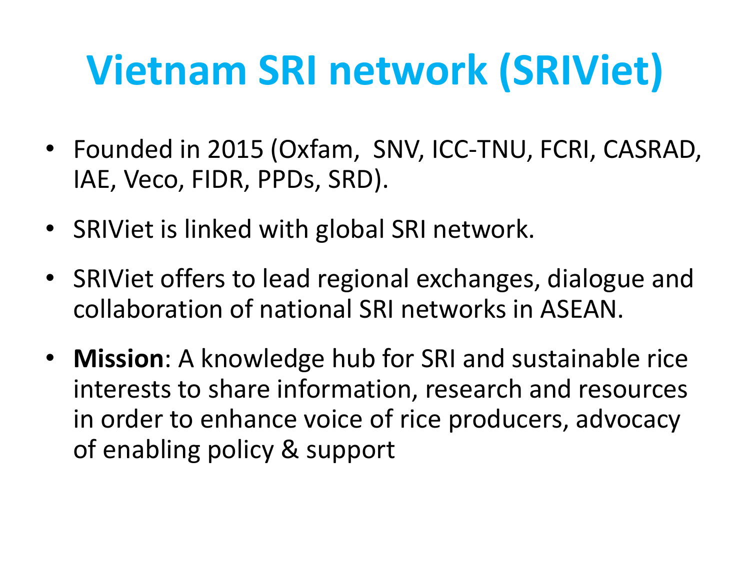# Vietnam SRI network (SRIViet)

- Founded in 2015 (Oxfam, SNV, ICC-TNU, FCRI, CASRAD, IAE, Veco, FIDR, PPDs, SRD).
- SRIViet is linked with global SRI network.
- SRIViet offers to lead regional exchanges, dialogue and collaboration of national SRI networks in ASEAN.
- **Mission**: A knowledge hub for SRI and sustainable rice interests to share information, research and resources in order to enhance voice of rice producers, advocacy of enabling policy & support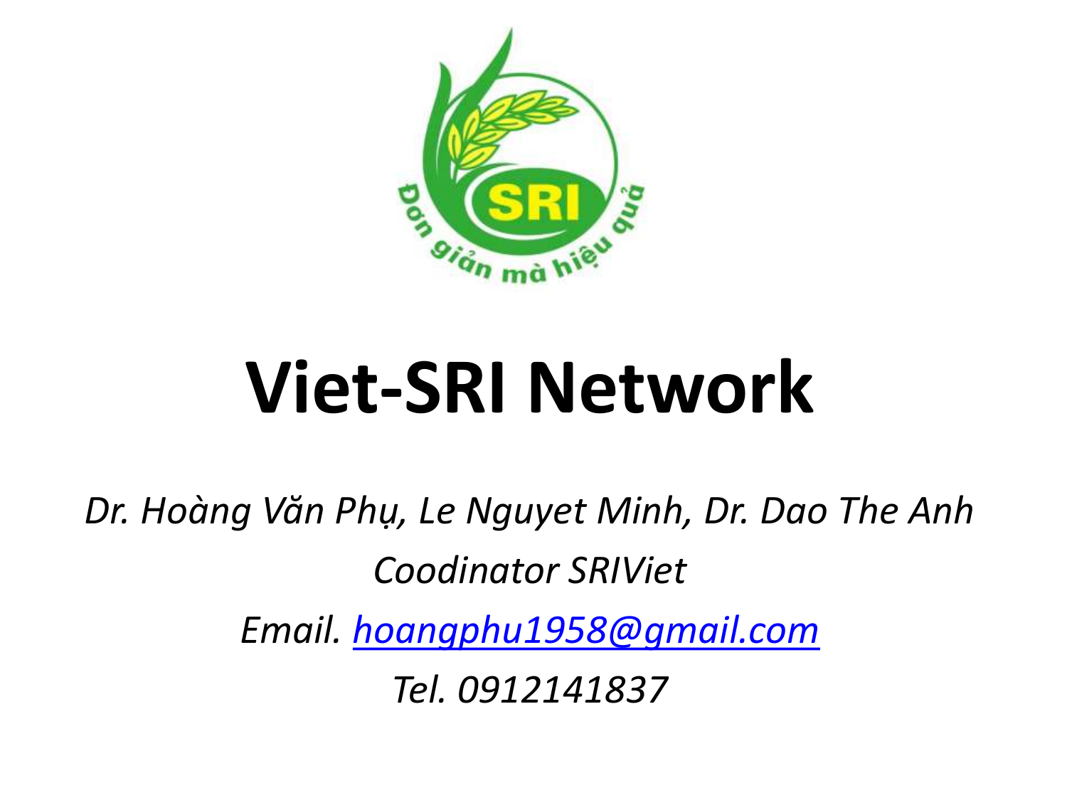SRI

Đơn giản mà hiệu quả

# Viet-SRI Network

*Dr. Hoàng Văn Phụ, Le Nguyet Minh, Dr. Dao The Anh*

*Coodinator SRIViet*

*Email. hoangphu1958@gmail.com*

*Tel. 0912141837*